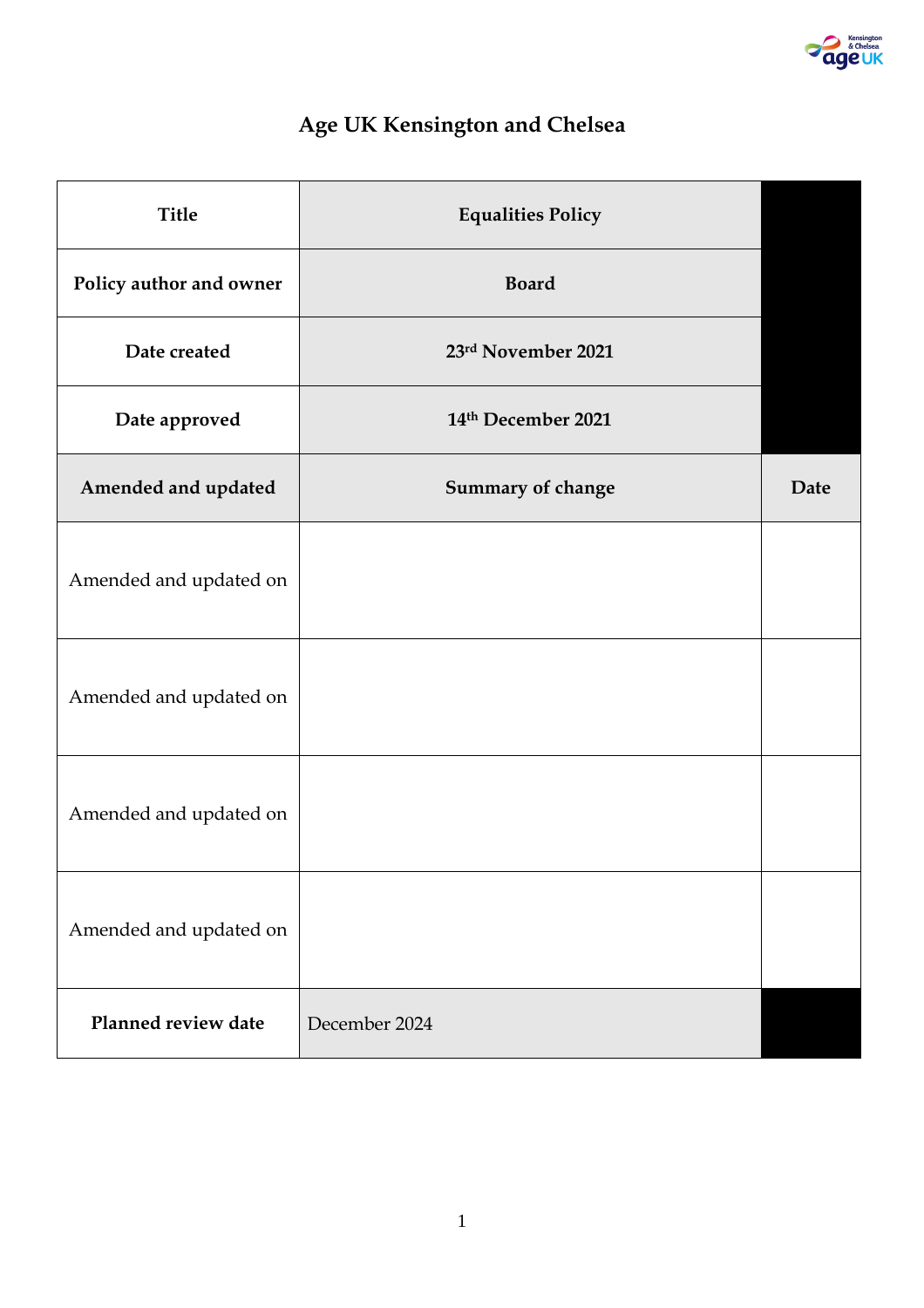# Age UK Kensington and Chelsea

| Title | Equalities Policy | |
|---|---|---|
| Policy author and owner | Board | |
| Date created | 23rd November 2021 | |
| Date approved | 14th December 2021 | |
| **Amended and updated** | **Summary of change** | **Date** |
| Amended and updated on | | |
| Amended and updated on | | |
| Amended and updated on | | |
| Amended and updated on | | |
| **Planned review date** | December 2024 | |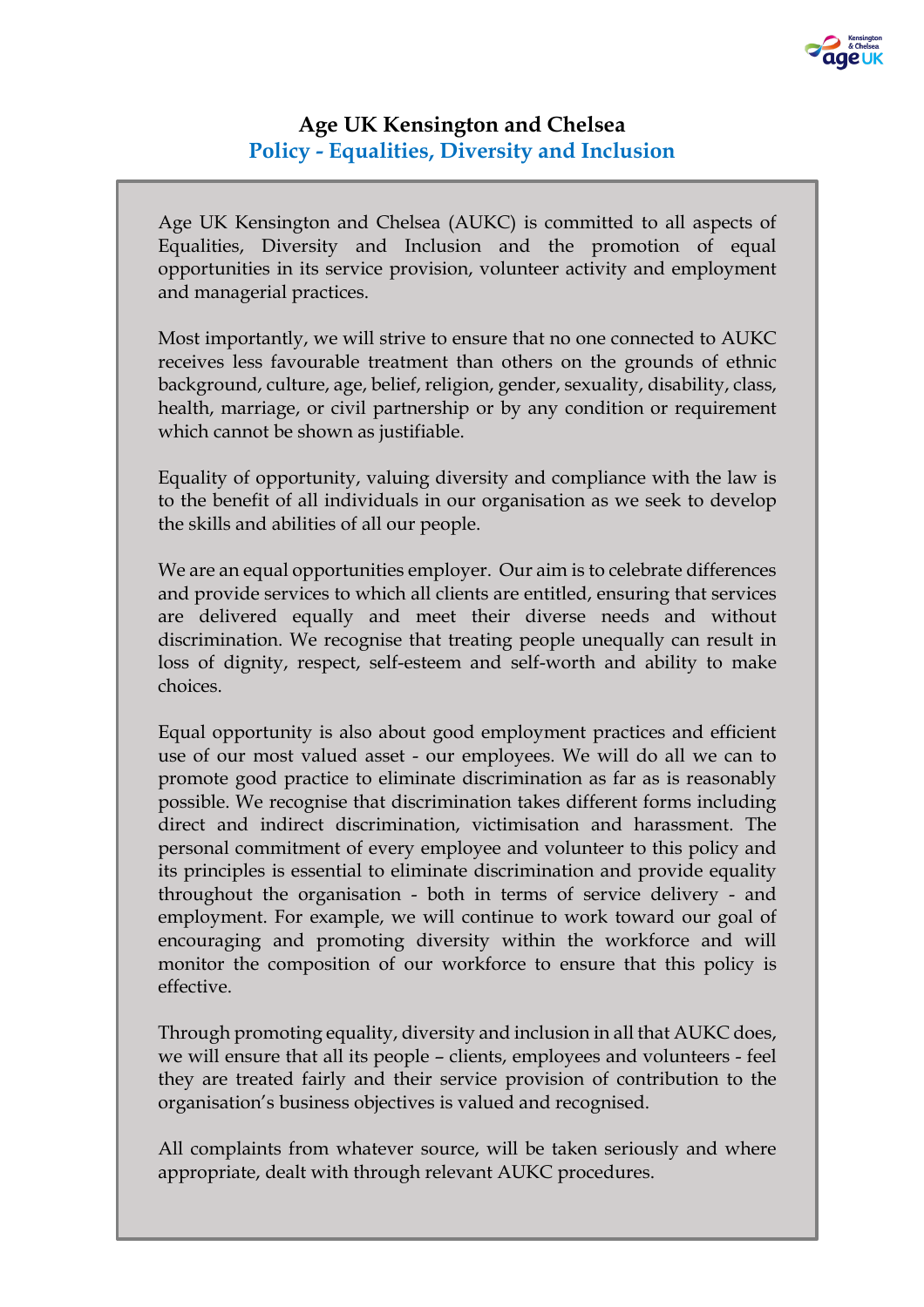# Age UK Kensington and Chelsea

## Policy - Equalities, Diversity and Inclusion

Age UK Kensington and Chelsea (AUKC) is committed to all aspects of Equalities, Diversity and Inclusion and the promotion of equal opportunities in its service provision, volunteer activity and employment and managerial practices.

Most importantly, we will strive to ensure that no one connected to AUKC receives less favourable treatment than others on the grounds of ethnic background, culture, age, belief, religion, gender, sexuality, disability, class, health, marriage, or civil partnership or by any condition or requirement which cannot be shown as justifiable.

Equality of opportunity, valuing diversity and compliance with the law is to the benefit of all individuals in our organisation as we seek to develop the skills and abilities of all our people.

We are an equal opportunities employer. Our aim is to celebrate differences and provide services to which all clients are entitled, ensuring that services are delivered equally and meet their diverse needs and without discrimination. We recognise that treating people unequally can result in loss of dignity, respect, self-esteem and self-worth and ability to make choices.

Equal opportunity is also about good employment practices and efficient use of our most valued asset - our employees. We will do all we can to promote good practice to eliminate discrimination as far as is reasonably possible. We recognise that discrimination takes different forms including direct and indirect discrimination, victimisation and harassment. The personal commitment of every employee and volunteer to this policy and its principles is essential to eliminate discrimination and provide equality throughout the organisation - both in terms of service delivery - and employment. For example, we will continue to work toward our goal of encouraging and promoting diversity within the workforce and will monitor the composition of our workforce to ensure that this policy is effective.

Through promoting equality, diversity and inclusion in all that AUKC does, we will ensure that all its people – clients, employees and volunteers - feel they are treated fairly and their service provision of contribution to the organisation's business objectives is valued and recognised.

All complaints from whatever source, will be taken seriously and where appropriate, dealt with through relevant AUKC procedures.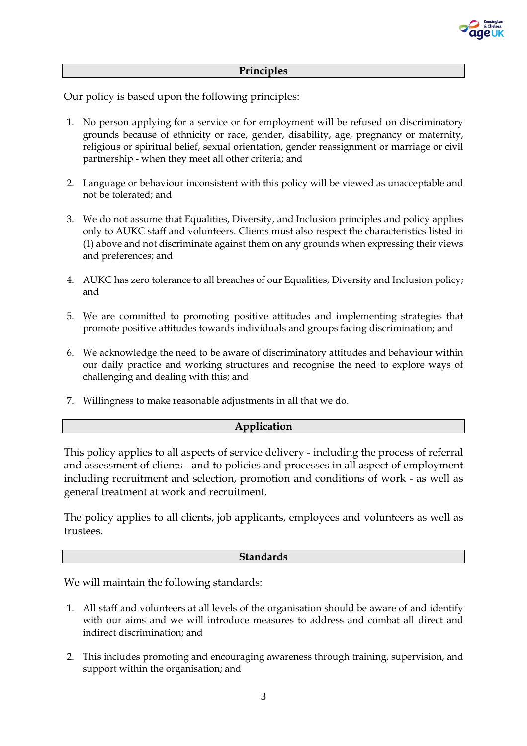## Principles

Our policy is based upon the following principles:

1. No person applying for a service or for employment will be refused on discriminatory grounds because of ethnicity or race, gender, disability, age, pregnancy or maternity, religious or spiritual belief, sexual orientation, gender reassignment or marriage or civil partnership - when they meet all other criteria; and

2. Language or behaviour inconsistent with this policy will be viewed as unacceptable and not be tolerated; and

3. We do not assume that Equalities, Diversity, and Inclusion principles and policy applies only to AUKC staff and volunteers. Clients must also respect the characteristics listed in (1) above and not discriminate against them on any grounds when expressing their views and preferences; and

4. AUKC has zero tolerance to all breaches of our Equalities, Diversity and Inclusion policy; and

5. We are committed to promoting positive attitudes and implementing strategies that promote positive attitudes towards individuals and groups facing discrimination; and

6. We acknowledge the need to be aware of discriminatory attitudes and behaviour within our daily practice and working structures and recognise the need to explore ways of challenging and dealing with this; and

7. Willingness to make reasonable adjustments in all that we do.

## Application

This policy applies to all aspects of service delivery - including the process of referral and assessment of clients - and to policies and processes in all aspect of employment including recruitment and selection, promotion and conditions of work - as well as general treatment at work and recruitment.

The policy applies to all clients, job applicants, employees and volunteers as well as trustees.

## Standards

We will maintain the following standards:

1. All staff and volunteers at all levels of the organisation should be aware of and identify with our aims and we will introduce measures to address and combat all direct and indirect discrimination; and

2. This includes promoting and encouraging awareness through training, supervision, and support within the organisation; and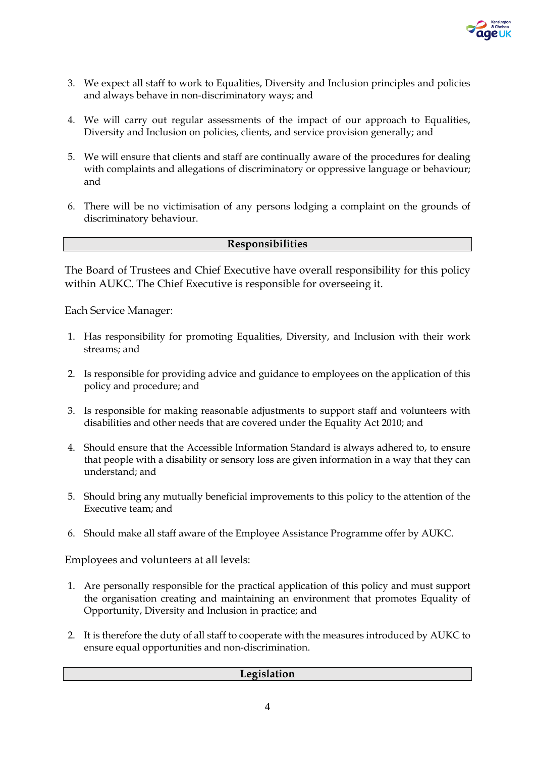3. We expect all staff to work to Equalities, Diversity and Inclusion principles and policies and always behave in non-discriminatory ways; and

4. We will carry out regular assessments of the impact of our approach to Equalities, Diversity and Inclusion on policies, clients, and service provision generally; and

5. We will ensure that clients and staff are continually aware of the procedures for dealing with complaints and allegations of discriminatory or oppressive language or behaviour; and

6. There will be no victimisation of any persons lodging a complaint on the grounds of discriminatory behaviour.

## Responsibilities

The Board of Trustees and Chief Executive have overall responsibility for this policy within AUKC. The Chief Executive is responsible for overseeing it.

Each Service Manager:

1. Has responsibility for promoting Equalities, Diversity, and Inclusion with their work streams; and

2. Is responsible for providing advice and guidance to employees on the application of this policy and procedure; and

3. Is responsible for making reasonable adjustments to support staff and volunteers with disabilities and other needs that are covered under the Equality Act 2010; and

4. Should ensure that the Accessible Information Standard is always adhered to, to ensure that people with a disability or sensory loss are given information in a way that they can understand; and

5. Should bring any mutually beneficial improvements to this policy to the attention of the Executive team; and

6. Should make all staff aware of the Employee Assistance Programme offer by AUKC.

Employees and volunteers at all levels:

1. Are personally responsible for the practical application of this policy and must support the organisation creating and maintaining an environment that promotes Equality of Opportunity, Diversity and Inclusion in practice; and

2. It is therefore the duty of all staff to cooperate with the measures introduced by AUKC to ensure equal opportunities and non-discrimination.

## Legislation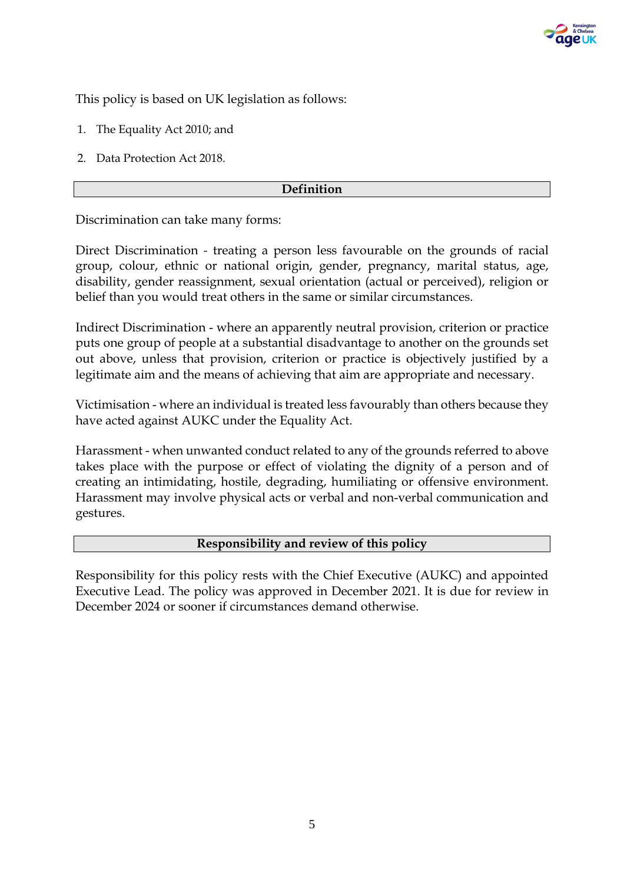This policy is based on UK legislation as follows:

1. The Equality Act 2010; and
2. Data Protection Act 2018.

## Definition

Discrimination can take many forms:

Direct Discrimination - treating a person less favourable on the grounds of racial group, colour, ethnic or national origin, gender, pregnancy, marital status, age, disability, gender reassignment, sexual orientation (actual or perceived), religion or belief than you would treat others in the same or similar circumstances.

Indirect Discrimination - where an apparently neutral provision, criterion or practice puts one group of people at a substantial disadvantage to another on the grounds set out above, unless that provision, criterion or practice is objectively justified by a legitimate aim and the means of achieving that aim are appropriate and necessary.

Victimisation - where an individual is treated less favourably than others because they have acted against AUKC under the Equality Act.

Harassment - when unwanted conduct related to any of the grounds referred to above takes place with the purpose or effect of violating the dignity of a person and of creating an intimidating, hostile, degrading, humiliating or offensive environment. Harassment may involve physical acts or verbal and non-verbal communication and gestures.

## Responsibility and review of this policy

Responsibility for this policy rests with the Chief Executive (AUKC) and appointed Executive Lead. The policy was approved in December 2021. It is due for review in December 2024 or sooner if circumstances demand otherwise.